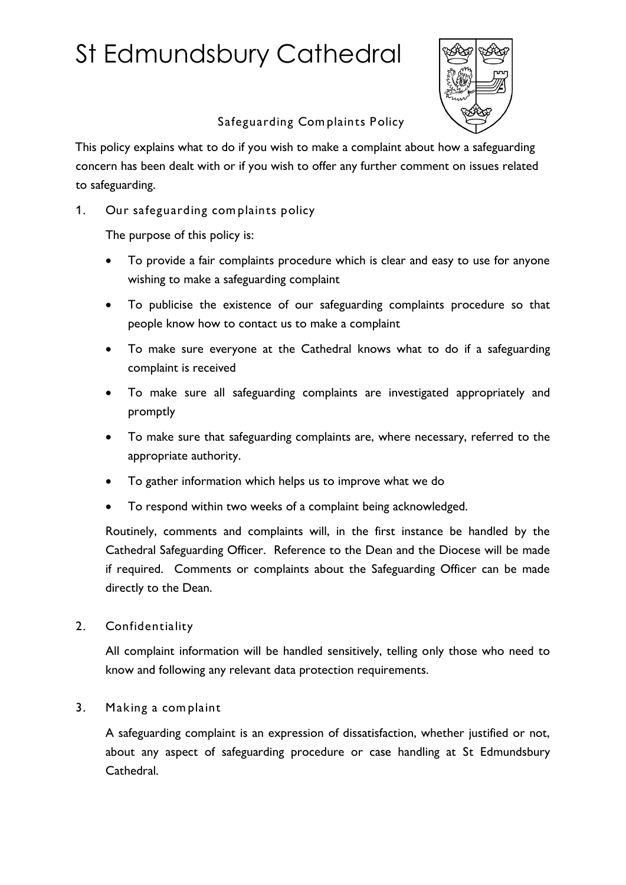# St Edmundsbury Cathedral

## Safeguarding Complaints Policy

This policy explains what to do if you wish to make a complaint about how a safeguarding concern has been dealt with or if you wish to offer any further comment on issues related to safeguarding.

### 1. Our safeguarding complaints policy

The purpose of this policy is:

- To provide a fair complaints procedure which is clear and easy to use for anyone wishing to make a safeguarding complaint
- To publicise the existence of our safeguarding complaints procedure so that people know how to contact us to make a complaint
- To make sure everyone at the Cathedral knows what to do if a safeguarding complaint is received
- To make sure all safeguarding complaints are investigated appropriately and promptly
- To make sure that safeguarding complaints are, where necessary, referred to the appropriate authority.
- To gather information which helps us to improve what we do
- To respond within two weeks of a complaint being acknowledged.

Routinely, comments and complaints will, in the first instance be handled by the Cathedral Safeguarding Officer. Reference to the Dean and the Diocese will be made if required. Comments or complaints about the Safeguarding Officer can be made directly to the Dean.

### 2. Confidentiality

All complaint information will be handled sensitively, telling only those who need to know and following any relevant data protection requirements.

### 3. Making a complaint

A safeguarding complaint is an expression of dissatisfaction, whether justified or not, about any aspect of safeguarding procedure or case handling at St Edmundsbury Cathedral.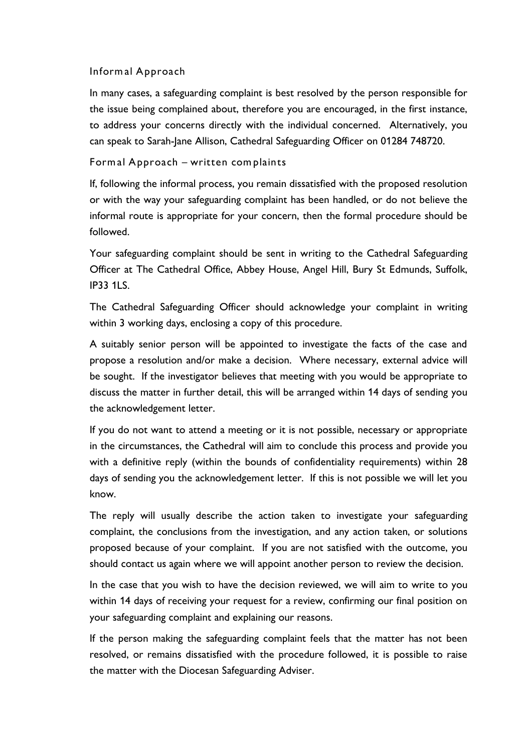### Informal Approach

In many cases, a safeguarding complaint is best resolved by the person responsible for the issue being complained about, therefore you are encouraged, in the first instance, to address your concerns directly with the individual concerned. Alternatively, you can speak to Sarah-Jane Allison, Cathedral Safeguarding Officer on 01284 748720.

### Formal Approach – written complaints

If, following the informal process, you remain dissatisfied with the proposed resolution or with the way your safeguarding complaint has been handled, or do not believe the informal route is appropriate for your concern, then the formal procedure should be followed.

Your safeguarding complaint should be sent in writing to the Cathedral Safeguarding Officer at The Cathedral Office, Abbey House, Angel Hill, Bury St Edmunds, Suffolk, IP33 1LS.

The Cathedral Safeguarding Officer should acknowledge your complaint in writing within 3 working days, enclosing a copy of this procedure.

A suitably senior person will be appointed to investigate the facts of the case and propose a resolution and/or make a decision. Where necessary, external advice will be sought. If the investigator believes that meeting with you would be appropriate to discuss the matter in further detail, this will be arranged within 14 days of sending you the acknowledgement letter.

If you do not want to attend a meeting or it is not possible, necessary or appropriate in the circumstances, the Cathedral will aim to conclude this process and provide you with a definitive reply (within the bounds of confidentiality requirements) within 28 days of sending you the acknowledgement letter. If this is not possible we will let you know.

The reply will usually describe the action taken to investigate your safeguarding complaint, the conclusions from the investigation, and any action taken, or solutions proposed because of your complaint. If you are not satisfied with the outcome, you should contact us again where we will appoint another person to review the decision.

In the case that you wish to have the decision reviewed, we will aim to write to you within 14 days of receiving your request for a review, confirming our final position on your safeguarding complaint and explaining our reasons.

If the person making the safeguarding complaint feels that the matter has not been resolved, or remains dissatisfied with the procedure followed, it is possible to raise the matter with the Diocesan Safeguarding Adviser.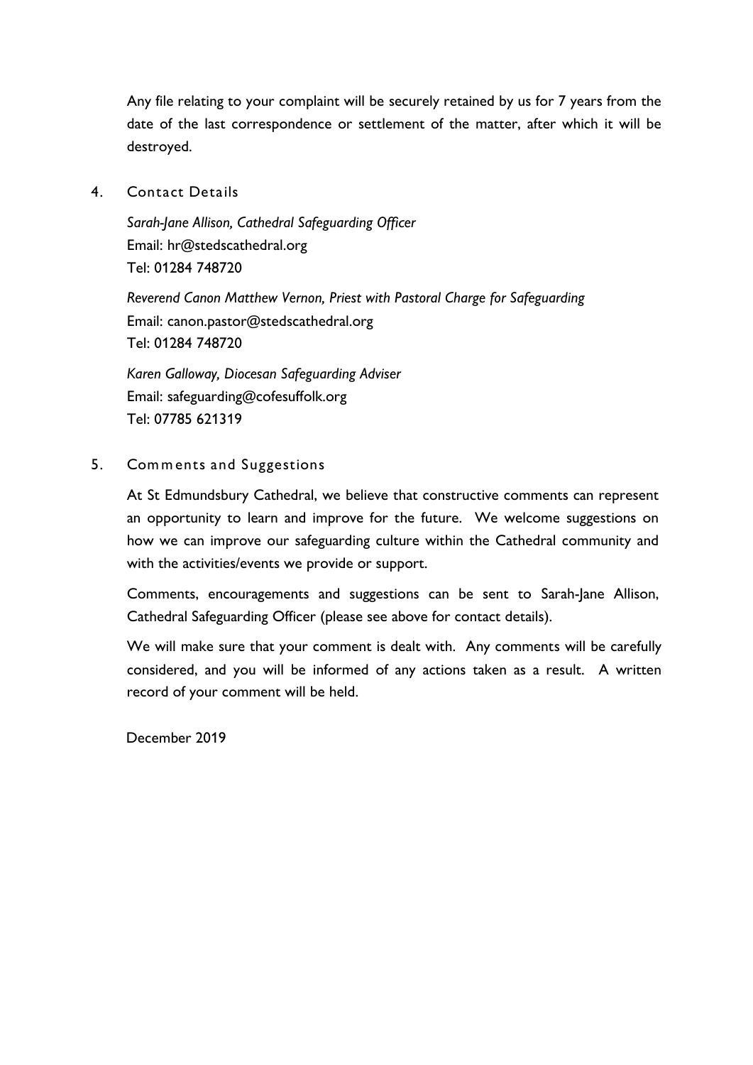Any file relating to your complaint will be securely retained by us for 7 years from the date of the last correspondence or settlement of the matter, after which it will be destroyed.

## 4. Contact Details

*Sarah-Jane Allison, Cathedral Safeguarding Officer*
Email: hr@stedscathedral.org
Tel: 01284 748720

*Reverend Canon Matthew Vernon, Priest with Pastoral Charge for Safeguarding*
Email: canon.pastor@stedscathedral.org
Tel: 01284 748720

*Karen Galloway, Diocesan Safeguarding Adviser*
Email: safeguarding@cofesuffolk.org
Tel: 07785 621319

## 5. Comments and Suggestions

At St Edmundsbury Cathedral, we believe that constructive comments can represent an opportunity to learn and improve for the future. We welcome suggestions on how we can improve our safeguarding culture within the Cathedral community and with the activities/events we provide or support.

Comments, encouragements and suggestions can be sent to Sarah-Jane Allison, Cathedral Safeguarding Officer (please see above for contact details).

We will make sure that your comment is dealt with. Any comments will be carefully considered, and you will be informed of any actions taken as a result. A written record of your comment will be held.

December 2019